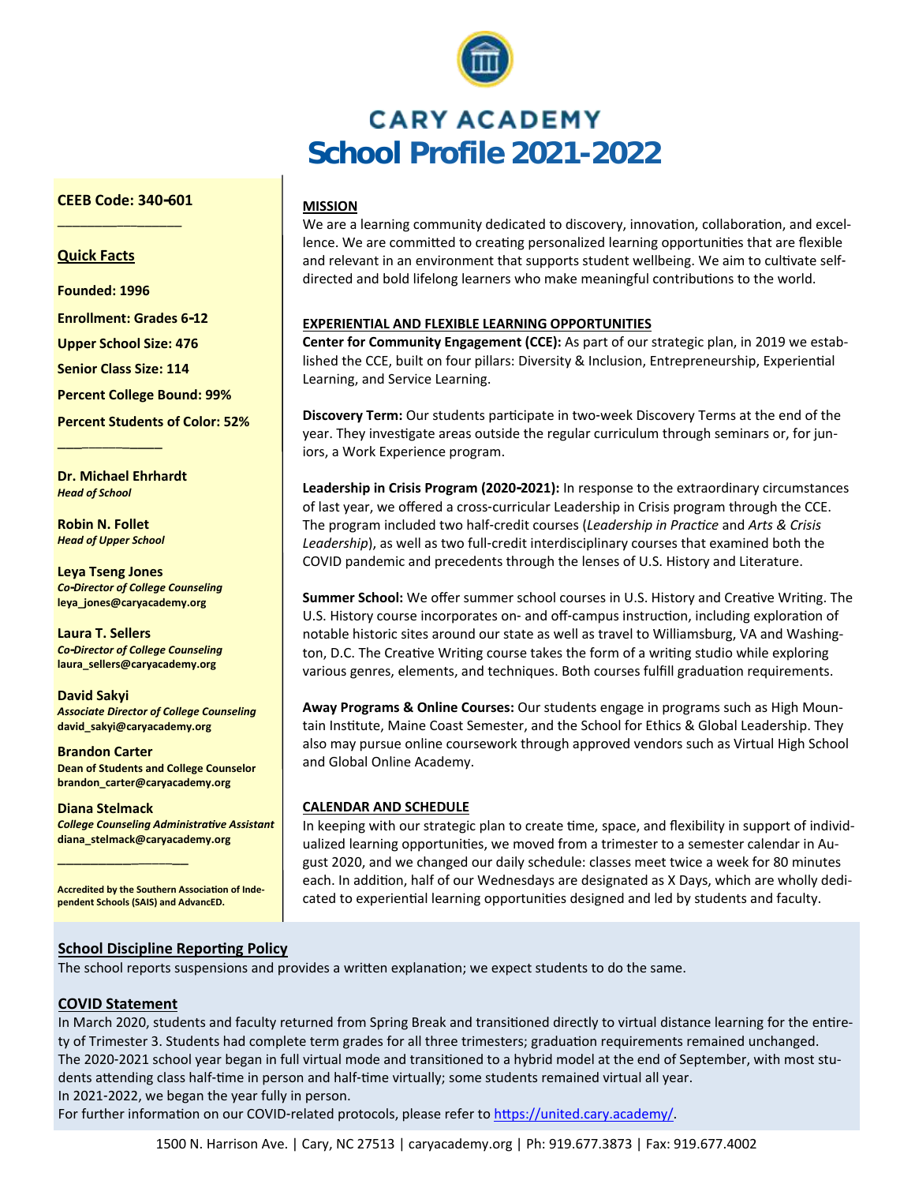# CARY ACADEMY

# School Profile 2021-2022

**CEEB Code: 340-601**

## Quick Facts

**Founded: 1996**

**Enrollment: Grades 6-12**

**Upper School Size: 476**

**Senior Class Size: 114**

**Percent College Bound: 99%**

**Percent Students of Color: 52%**

**Dr. Michael Ehrhardt**
*Head of School*

**Robin N. Follet**
*Head of Upper School*

**Leya Tseng Jones**
*Co-Director of College Counseling*
leya_jones@caryacademy.org

**Laura T. Sellers**
*Co-Director of College Counseling*
laura_sellers@caryacademy.org

**David Sakyi**
*Associate Director of College Counseling*
david_sakyi@caryacademy.org

**Brandon Carter**
Dean of Students and College Counselor
brandon_carter@caryacademy.org

**Diana Stelmack**
*College Counseling Administrative Assistant*
diana_stelmack@caryacademy.org

Accredited by the Southern Association of Independent Schools (SAIS) and AdvancED.

## MISSION

We are a learning community dedicated to discovery, innovation, collaboration, and excellence. We are committed to creating personalized learning opportunities that are flexible and relevant in an environment that supports student wellbeing. We aim to cultivate self-directed and bold lifelong learners who make meaningful contributions to the world.

## EXPERIENTIAL AND FLEXIBLE LEARNING OPPORTUNITIES

**Center for Community Engagement (CCE):** As part of our strategic plan, in 2019 we established the CCE, built on four pillars: Diversity & Inclusion, Entrepreneurship, Experiential Learning, and Service Learning.

**Discovery Term:** Our students participate in two-week Discovery Terms at the end of the year. They investigate areas outside the regular curriculum through seminars or, for juniors, a Work Experience program.

**Leadership in Crisis Program (2020-2021):** In response to the extraordinary circumstances of last year, we offered a cross-curricular Leadership in Crisis program through the CCE. The program included two half-credit courses (*Leadership in Practice* and *Arts & Crisis Leadership*), as well as two full-credit interdisciplinary courses that examined both the COVID pandemic and precedents through the lenses of U.S. History and Literature.

**Summer School:** We offer summer school courses in U.S. History and Creative Writing. The U.S. History course incorporates on- and off-campus instruction, including exploration of notable historic sites around our state as well as travel to Williamsburg, VA and Washington, D.C. The Creative Writing course takes the form of a writing studio while exploring various genres, elements, and techniques. Both courses fulfill graduation requirements.

**Away Programs & Online Courses:** Our students engage in programs such as High Mountain Institute, Maine Coast Semester, and the School for Ethics & Global Leadership. They also may pursue online coursework through approved vendors such as Virtual High School and Global Online Academy.

## CALENDAR AND SCHEDULE

In keeping with our strategic plan to create time, space, and flexibility in support of individualized learning opportunities, we moved from a trimester to a semester calendar in August 2020, and we changed our daily schedule: classes meet twice a week for 80 minutes each. In addition, half of our Wednesdays are designated as X Days, which are wholly dedicated to experiential learning opportunities designed and led by students and faculty.

## School Discipline Reporting Policy

The school reports suspensions and provides a written explanation; we expect students to do the same.

## COVID Statement

In March 2020, students and faculty returned from Spring Break and transitioned directly to virtual distance learning for the entirety of Trimester 3. Students had complete term grades for all three trimesters; graduation requirements remained unchanged.
The 2020-2021 school year began in full virtual mode and transitioned to a hybrid model at the end of September, with most students attending class half-time in person and half-time virtually; some students remained virtual all year.
In 2021-2022, we began the year fully in person.
For further information on our COVID-related protocols, please refer to https://united.cary.academy/.

1500 N. Harrison Ave. | Cary, NC 27513 | caryacademy.org | Ph: 919.677.3873 | Fax: 919.677.4002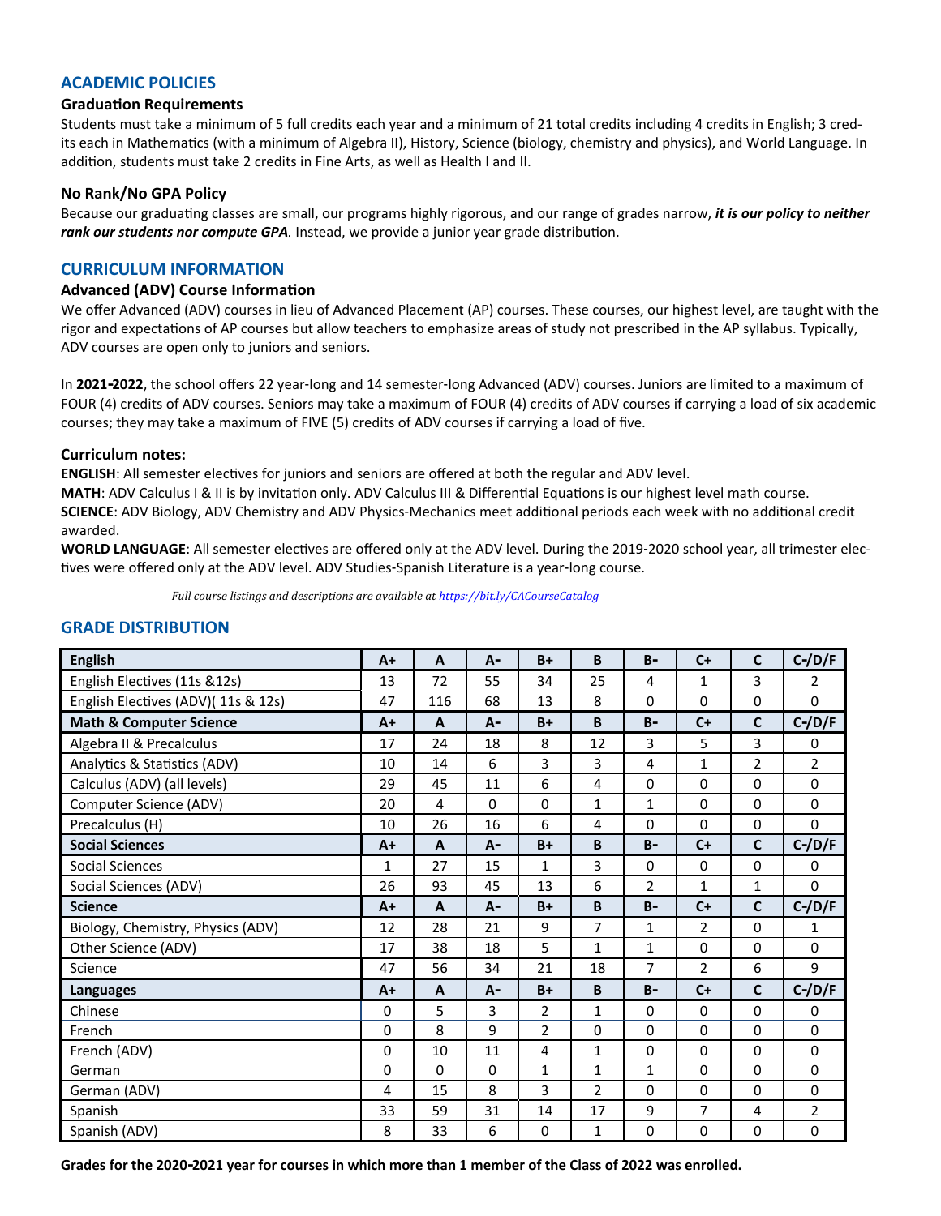## ACADEMIC POLICIES

### Graduation Requirements

Students must take a minimum of 5 full credits each year and a minimum of 21 total credits including 4 credits in English; 3 credits each in Mathematics (with a minimum of Algebra II), History, Science (biology, chemistry and physics), and World Language. In addition, students must take 2 credits in Fine Arts, as well as Health I and II.

### No Rank/No GPA Policy

Because our graduating classes are small, our programs highly rigorous, and our range of grades narrow, ***it is our policy to neither rank our students nor compute GPA.*** Instead, we provide a junior year grade distribution.

## CURRICULUM INFORMATION

### Advanced (ADV) Course Information

We offer Advanced (ADV) courses in lieu of Advanced Placement (AP) courses. These courses, our highest level, are taught with the rigor and expectations of AP courses but allow teachers to emphasize areas of study not prescribed in the AP syllabus. Typically, ADV courses are open only to juniors and seniors.

In **2021-2022**, the school offers 22 year-long and 14 semester-long Advanced (ADV) courses. Juniors are limited to a maximum of FOUR (4) credits of ADV courses. Seniors may take a maximum of FOUR (4) credits of ADV courses if carrying a load of six academic courses; they may take a maximum of FIVE (5) credits of ADV courses if carrying a load of five.

### Curriculum notes:

**ENGLISH**: All semester electives for juniors and seniors are offered at both the regular and ADV level.
**MATH**: ADV Calculus I & II is by invitation only. ADV Calculus III & Differential Equations is our highest level math course.
**SCIENCE**: ADV Biology, ADV Chemistry and ADV Physics-Mechanics meet additional periods each week with no additional credit awarded.
**WORLD LANGUAGE**: All semester electives are offered only at the ADV level. During the 2019-2020 school year, all trimester electives were offered only at the ADV level. ADV Studies-Spanish Literature is a year-long course.

*Full course listings and descriptions are available at https://bit.ly/CACourseCatalog*

## GRADE DISTRIBUTION

| English | A+ | A | A- | B+ | B | B- | C+ | C | C-/D/F |
|---|---|---|---|---|---|---|---|---|---|
| English Electives (11s &12s) | 13 | 72 | 55 | 34 | 25 | 4 | 1 | 3 | 2 |
| English Electives (ADV)( 11s & 12s) | 47 | 116 | 68 | 13 | 8 | 0 | 0 | 0 | 0 |
| **Math & Computer Science** | **A+** | **A** | **A-** | **B+** | **B** | **B-** | **C+** | **C** | **C-/D/F** |
| Algebra II & Precalculus | 17 | 24 | 18 | 8 | 12 | 3 | 5 | 3 | 0 |
| Analytics & Statistics (ADV) | 10 | 14 | 6 | 3 | 3 | 4 | 1 | 2 | 2 |
| Calculus (ADV) (all levels) | 29 | 45 | 11 | 6 | 4 | 0 | 0 | 0 | 0 |
| Computer Science (ADV) | 20 | 4 | 0 | 0 | 1 | 1 | 0 | 0 | 0 |
| Precalculus (H) | 10 | 26 | 16 | 6 | 4 | 0 | 0 | 0 | 0 |
| **Social Sciences** | **A+** | **A** | **A-** | **B+** | **B** | **B-** | **C+** | **C** | **C-/D/F** |
| Social Sciences | 1 | 27 | 15 | 1 | 3 | 0 | 0 | 0 | 0 |
| Social Sciences (ADV) | 26 | 93 | 45 | 13 | 6 | 2 | 1 | 1 | 0 |
| **Science** | **A+** | **A** | **A-** | **B+** | **B** | **B-** | **C+** | **C** | **C-/D/F** |
| Biology, Chemistry, Physics (ADV) | 12 | 28 | 21 | 9 | 7 | 1 | 2 | 0 | 1 |
| Other Science (ADV) | 17 | 38 | 18 | 5 | 1 | 1 | 0 | 0 | 0 |
| Science | 47 | 56 | 34 | 21 | 18 | 7 | 2 | 6 | 9 |
| **Languages** | **A+** | **A** | **A-** | **B+** | **B** | **B-** | **C+** | **C** | **C-/D/F** |
| Chinese | 0 | 5 | 3 | 2 | 1 | 0 | 0 | 0 | 0 |
| French | 0 | 8 | 9 | 2 | 0 | 0 | 0 | 0 | 0 |
| French (ADV) | 0 | 10 | 11 | 4 | 1 | 0 | 0 | 0 | 0 |
| German | 0 | 0 | 0 | 1 | 1 | 1 | 0 | 0 | 0 |
| German (ADV) | 4 | 15 | 8 | 3 | 2 | 0 | 0 | 0 | 0 |
| Spanish | 33 | 59 | 31 | 14 | 17 | 9 | 7 | 4 | 2 |
| Spanish (ADV) | 8 | 33 | 6 | 0 | 1 | 0 | 0 | 0 | 0 |

**Grades for the 2020-2021 year for courses in which more than 1 member of the Class of 2022 was enrolled.**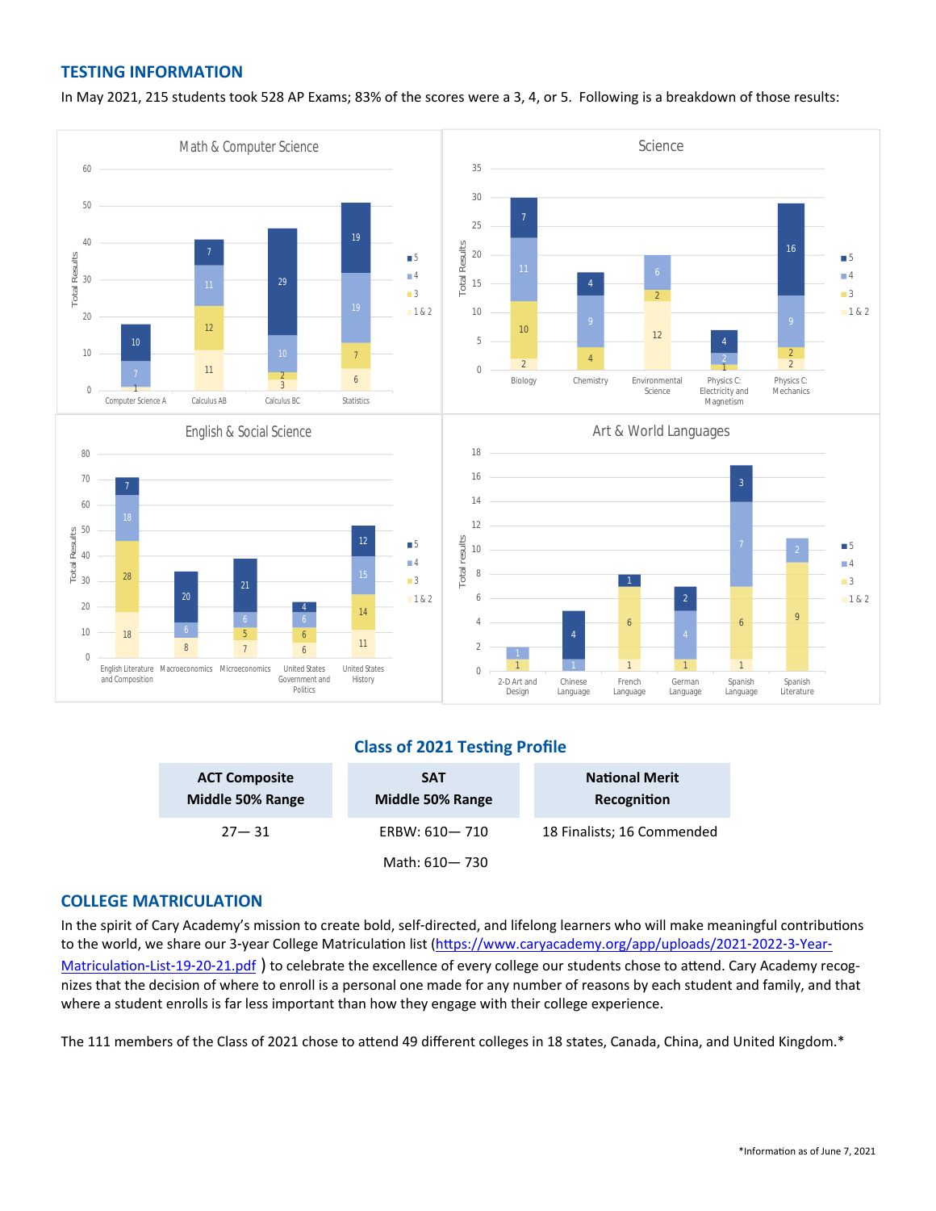## TESTING INFORMATION

In May 2021, 215 students took 528 AP Exams; 83% of the scores were a 3, 4, or 5. Following is a breakdown of those results:

Math & Computer Science

Total Results

60
50
40
30
20
10
0

Computer Science A: 1, 7, 10
Calculus AB: 11, 12, 11, 7
Calculus BC: 3, 2, 10, 29
Statistics: 6, 7, 19, 19

5
4
3
1 & 2

Science

Total Results

35
30
25
20
15
10
5
0

Biology: 2, 10, 11, 7
Chemistry: 4, 9, 4
Environmental Science: 12, 2, 6
Physics C: Electricity and Magnetism: 1, 2, 4
Physics C: Mechanics: 2, 2, 9, 16

5
4
3
1 & 2

English & Social Science

Total Results

80
70
60
50
40
30
20
10
0

English Literature and Composition: 18, 28, 18, 7
Macroeconomics: 8, 6, 20
Microeconomics: 7, 5, 6, 21
United States Government and Politics: 6, 6, 6, 4
United States History: 11, 14, 15, 12

5
4
3
1 & 2

Art & World Languages

Total results

18
16
14
12
10
8
6
4
2
0

2-D Art and Design: 1, 1
Chinese Language: 1, 4
French Language: 1, 6, 1
German Language: 1, 4, 2
Spanish Language: 1, 6, 7, 3
Spanish Literature: 9, 2

5
4
3
1 & 2

### Class of 2021 Testing Profile

| ACT Composite Middle 50% Range | SAT Middle 50% Range | National Merit Recognition |
|---|---|---|
| 27— 31 | ERBW: 610— 710 | 18 Finalists; 16 Commended |
| | Math: 610— 730 | |

## COLLEGE MATRICULATION

In the spirit of Cary Academy's mission to create bold, self-directed, and lifelong learners who will make meaningful contributions to the world, we share our 3-year College Matriculation list (https://www.caryacademy.org/app/uploads/2021-2022-3-Year-Matriculation-List-19-20-21.pdf ) to celebrate the excellence of every college our students chose to attend. Cary Academy recognizes that the decision of where to enroll is a personal one made for any number of reasons by each student and family, and that where a student enrolls is far less important than how they engage with their college experience.

The 111 members of the Class of 2021 chose to attend 49 different colleges in 18 states, Canada, China, and United Kingdom.*

*Information as of June 7, 2021